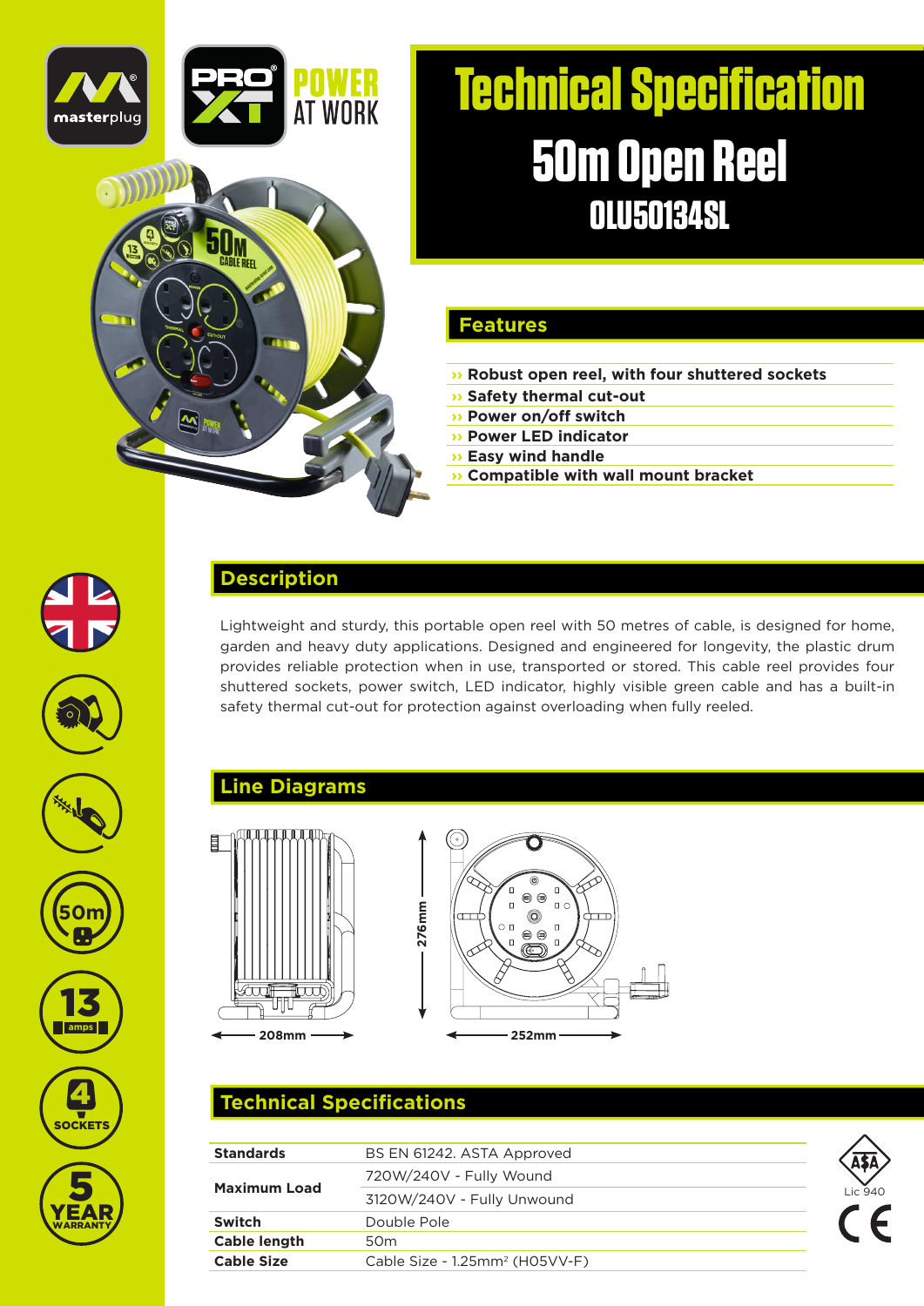masterplug

PRO XT POWER AT WORK

# Technical Specification

## 50m Open Reel

### OLU50134SL

## Features

- Robust open reel, with four shuttered sockets
- Safety thermal cut-out
- Power on/off switch
- Power LED indicator
- Easy wind handle
- Compatible with wall mount bracket

## Description

Lightweight and sturdy, this portable open reel with 50 metres of cable, is designed for home, garden and heavy duty applications. Designed and engineered for longevity, the plastic drum provides reliable protection when in use, transported or stored. This cable reel provides four shuttered sockets, power switch, LED indicator, highly visible green cable and has a built-in safety thermal cut-out for protection against overloading when fully reeled.

## Line Diagrams

208mm

276mm

252mm

## Technical Specifications

| | |
|---|---|
| **Standards** | BS EN 61242. ASTA Approved |
| **Maximum Load** | 720W/240V - Fully Wound |
| | 3120W/240V - Fully Unwound |
| **Switch** | Double Pole |
| **Cable length** | 50m |
| **Cable Size** | Cable Size - 1.25mm² (H05VV-F) |

ASTA Lic 940

CE

50m

13 amps

4 SOCKETS

5 YEAR WARRANTY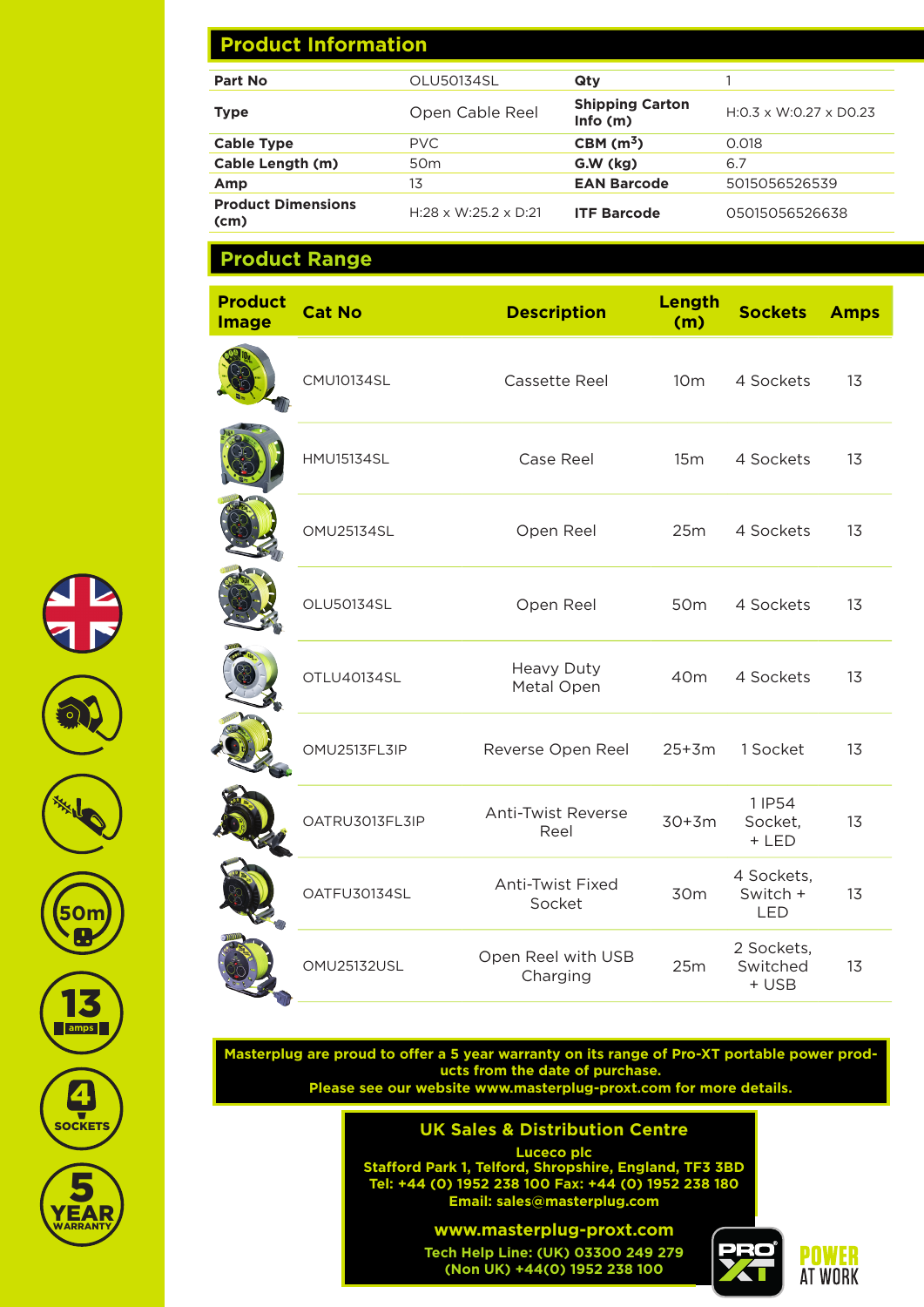## Product Information

| | | | |
|---|---|---|---|
| **Part No** | OLU50134SL | **Qty** | 1 |
| **Type** | Open Cable Reel | **Shipping Carton Info (m)** | H:0.3 x W:0.27 x D0.23 |
| **Cable Type** | PVC | **CBM ($m^3$)** | 0.018 |
| **Cable Length (m)** | 50m | **G.W (kg)** | 6.7 |
| **Amp** | 13 | **EAN Barcode** | 5015056526539 |
| **Product Dimensions (cm)** | H:28 x W:25.2 x D:21 | **ITF Barcode** | 05015056526638 |

## Product Range

| Product Image | Cat No | Description | Length (m) | Sockets | Amps |
|---|---|---|---|---|---|
| | CMU10134SL | Cassette Reel | 10m | 4 Sockets | 13 |
| | HMU15134SL | Case Reel | 15m | 4 Sockets | 13 |
| | OMU25134SL | Open Reel | 25m | 4 Sockets | 13 |
| | OLU50134SL | Open Reel | 50m | 4 Sockets | 13 |
| | OTLU40134SL | Heavy Duty Metal Open | 40m | 4 Sockets | 13 |
| | OMU2513FL3IP | Reverse Open Reel | 25+3m | 1 Socket | 13 |
| | OATRU3013FL3IP | Anti-Twist Reverse Reel | 30+3m | 1 IP54 Socket, + LED | 13 |
| | OATFU30134SL | Anti-Twist Fixed Socket | 30m | 4 Sockets, Switch + LED | 13 |
| | OMU25132USL | Open Reel with USB Charging | 25m | 2 Sockets, Switched + USB | 13 |

**Masterplug are proud to offer a 5 year warranty on its range of Pro-XT portable power products from the date of purchase.**
**Please see our website www.masterplug-proxt.com for more details.**

### UK Sales & Distribution Centre

**Luceco plc**
**Stafford Park 1, Telford, Shropshire, England, TF3 3BD**
**Tel: +44 (0) 1952 238 100 Fax: +44 (0) 1952 238 180**
**Email: sales@masterplug.com**

**www.masterplug-proxt.com**
**Tech Help Line: (UK) 03300 249 279**
**(Non UK) +44(0) 1952 238 100**

PRO XT POWER AT WORK

50m

13 amps

4 SOCKETS

5 YEAR WARRANTY